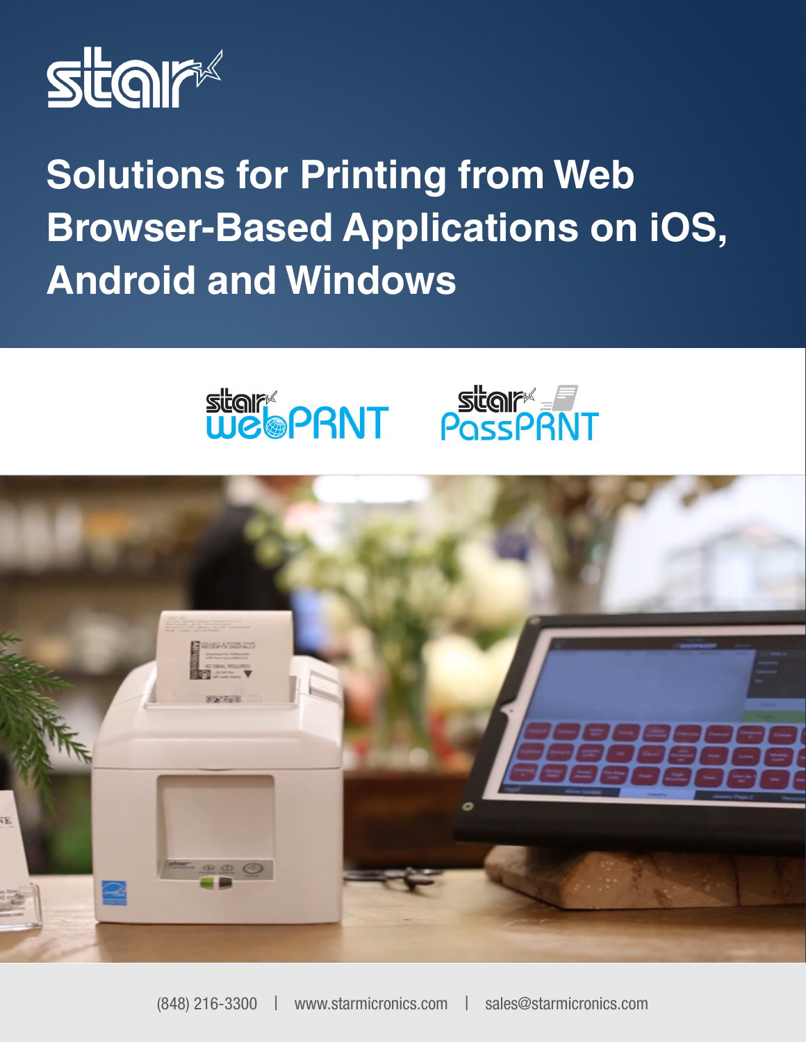# Solutions for Printing from Web Browser-Based Applications on iOS, Android and Windows

star webPRNT star PassPRNT

(848) 216-3300 | www.starmicronics.com | sales@starmicronics.com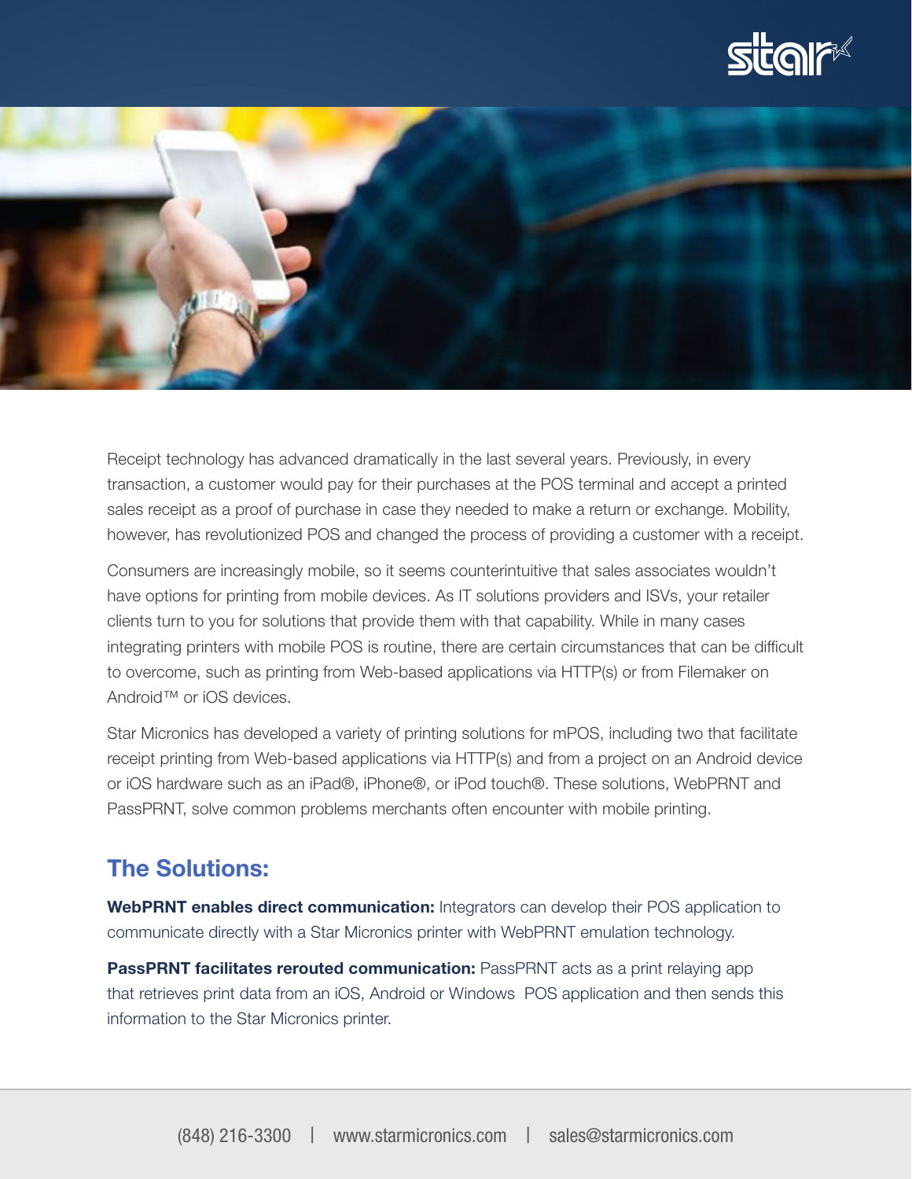Receipt technology has advanced dramatically in the last several years. Previously, in every transaction, a customer would pay for their purchases at the POS terminal and accept a printed sales receipt as a proof of purchase in case they needed to make a return or exchange. Mobility, however, has revolutionized POS and changed the process of providing a customer with a receipt.

Consumers are increasingly mobile, so it seems counterintuitive that sales associates wouldn't have options for printing from mobile devices. As IT solutions providers and ISVs, your retailer clients turn to you for solutions that provide them with that capability. While in many cases integrating printers with mobile POS is routine, there are certain circumstances that can be difficult to overcome, such as printing from Web-based applications via HTTP(s) or from Filemaker on Android™ or iOS devices.

Star Micronics has developed a variety of printing solutions for mPOS, including two that facilitate receipt printing from Web-based applications via HTTP(s) and from a project on an Android device or iOS hardware such as an iPad®, iPhone®, or iPod touch®. These solutions, WebPRNT and PassPRNT, solve common problems merchants often encounter with mobile printing.

## The Solutions:

**WebPRNT enables direct communication:** Integrators can develop their POS application to communicate directly with a Star Micronics printer with WebPRNT emulation technology.

**PassPRNT facilitates rerouted communication:** PassPRNT acts as a print relaying app that retrieves print data from an iOS, Android or Windows POS application and then sends this information to the Star Micronics printer.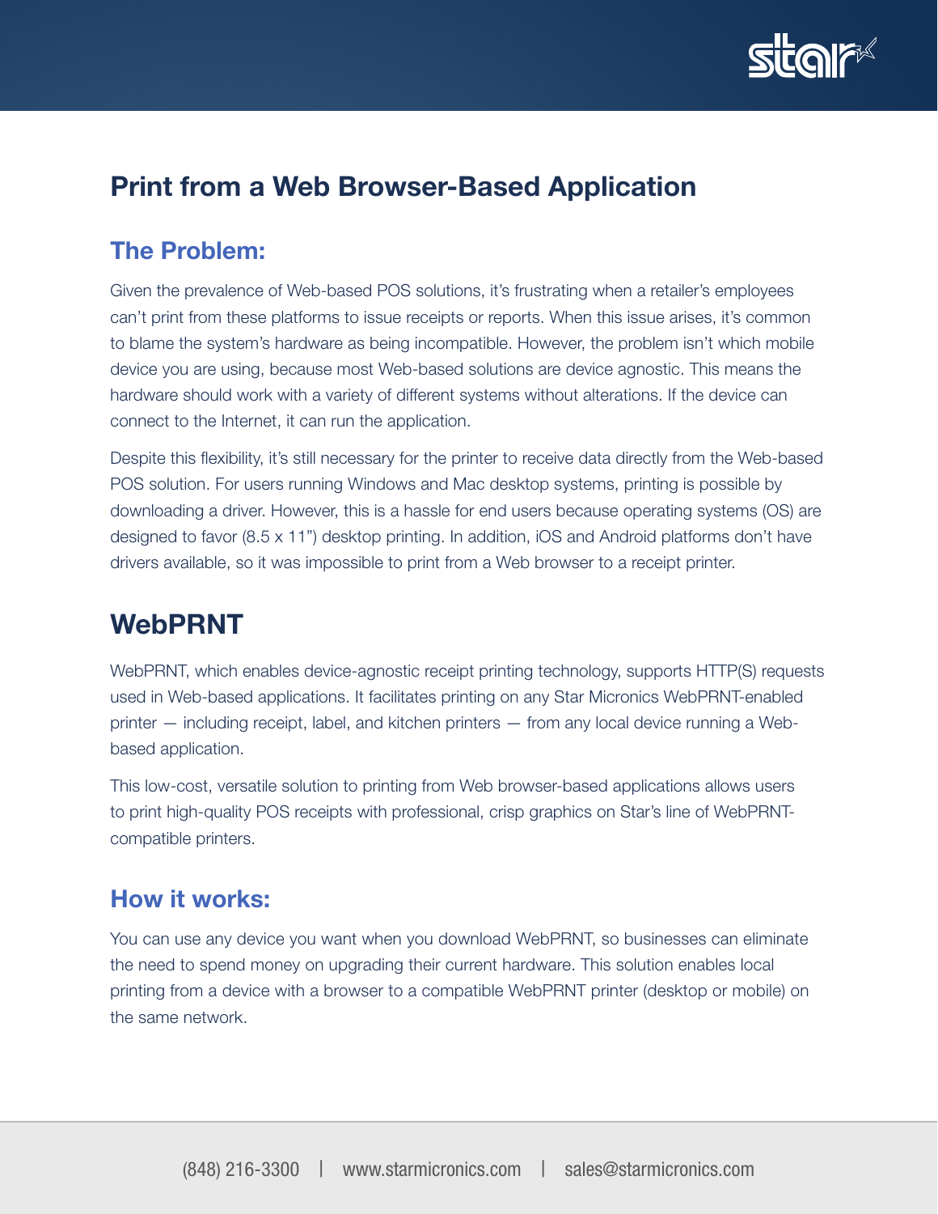# Print from a Web Browser-Based Application

## The Problem:

Given the prevalence of Web-based POS solutions, it's frustrating when a retailer's employees can't print from these platforms to issue receipts or reports. When this issue arises, it's common to blame the system's hardware as being incompatible. However, the problem isn't which mobile device you are using, because most Web-based solutions are device agnostic. This means the hardware should work with a variety of different systems without alterations. If the device can connect to the Internet, it can run the application.

Despite this flexibility, it's still necessary for the printer to receive data directly from the Web-based POS solution. For users running Windows and Mac desktop systems, printing is possible by downloading a driver. However, this is a hassle for end users because operating systems (OS) are designed to favor (8.5 x 11") desktop printing. In addition, iOS and Android platforms don't have drivers available, so it was impossible to print from a Web browser to a receipt printer.

# WebPRNT

WebPRNT, which enables device-agnostic receipt printing technology, supports HTTP(S) requests used in Web-based applications. It facilitates printing on any Star Micronics WebPRNT-enabled printer — including receipt, label, and kitchen printers — from any local device running a Web-based application.

This low-cost, versatile solution to printing from Web browser-based applications allows users to print high-quality POS receipts with professional, crisp graphics on Star's line of WebPRNT-compatible printers.

## How it works:

You can use any device you want when you download WebPRNT, so businesses can eliminate the need to spend money on upgrading their current hardware. This solution enables local printing from a device with a browser to a compatible WebPRNT printer (desktop or mobile) on the same network.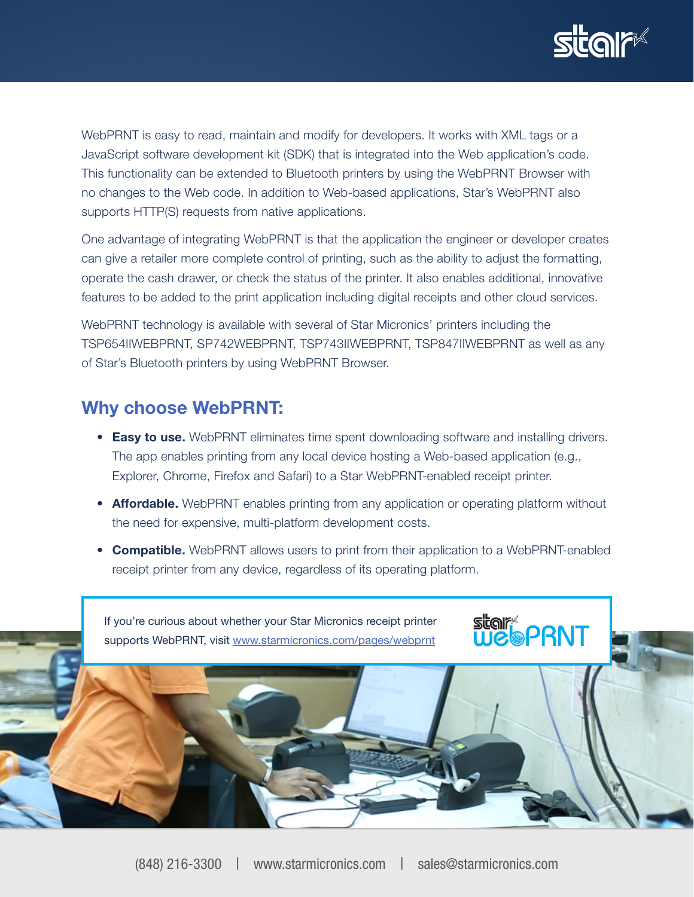WebPRNT is easy to read, maintain and modify for developers. It works with XML tags or a JavaScript software development kit (SDK) that is integrated into the Web application's code. This functionality can be extended to Bluetooth printers by using the WebPRNT Browser with no changes to the Web code. In addition to Web-based applications, Star's WebPRNT also supports HTTP(S) requests from native applications.

One advantage of integrating WebPRNT is that the application the engineer or developer creates can give a retailer more complete control of printing, such as the ability to adjust the formatting, operate the cash drawer, or check the status of the printer. It also enables additional, innovative features to be added to the print application including digital receipts and other cloud services.

WebPRNT technology is available with several of Star Micronics' printers including the TSP654IIWEBPRNT, SP742WEBPRNT, TSP743IIWEBPRNT, TSP847IIWEBPRNT as well as any of Star's Bluetooth printers by using WebPRNT Browser.

## Why choose WebPRNT:

- **Easy to use.** WebPRNT eliminates time spent downloading software and installing drivers. The app enables printing from any local device hosting a Web-based application (e.g., Explorer, Chrome, Firefox and Safari) to a Star WebPRNT-enabled receipt printer.
- **Affordable.** WebPRNT enables printing from any application or operating platform without the need for expensive, multi-platform development costs.
- **Compatible.** WebPRNT allows users to print from their application to a WebPRNT-enabled receipt printer from any device, regardless of its operating platform.

If you're curious about whether your Star Micronics receipt printer supports WebPRNT, visit www.starmicronics.com/pages/webprnt

(848) 216-3300 | www.starmicronics.com | sales@starmicronics.com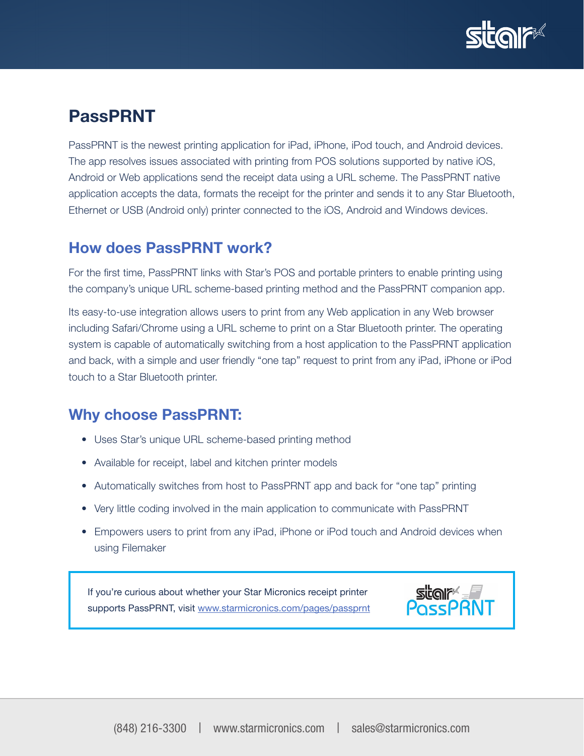# PassPRNT

PassPRNT is the newest printing application for iPad, iPhone, iPod touch, and Android devices. The app resolves issues associated with printing from POS solutions supported by native iOS, Android or Web applications send the receipt data using a URL scheme. The PassPRNT native application accepts the data, formats the receipt for the printer and sends it to any Star Bluetooth, Ethernet or USB (Android only) printer connected to the iOS, Android and Windows devices.

## How does PassPRNT work?

For the first time, PassPRNT links with Star's POS and portable printers to enable printing using the company's unique URL scheme-based printing method and the PassPRNT companion app.

Its easy-to-use integration allows users to print from any Web application in any Web browser including Safari/Chrome using a URL scheme to print on a Star Bluetooth printer. The operating system is capable of automatically switching from a host application to the PassPRNT application and back, with a simple and user friendly "one tap" request to print from any iPad, iPhone or iPod touch to a Star Bluetooth printer.

## Why choose PassPRNT:

- Uses Star's unique URL scheme-based printing method
- Available for receipt, label and kitchen printer models
- Automatically switches from host to PassPRNT app and back for "one tap" printing
- Very little coding involved in the main application to communicate with PassPRNT
- Empowers users to print from any iPad, iPhone or iPod touch and Android devices when using Filemaker

If you're curious about whether your Star Micronics receipt printer supports PassPRNT, visit www.starmicronics.com/pages/passprnt

(848) 216-3300 | www.starmicronics.com | sales@starmicronics.com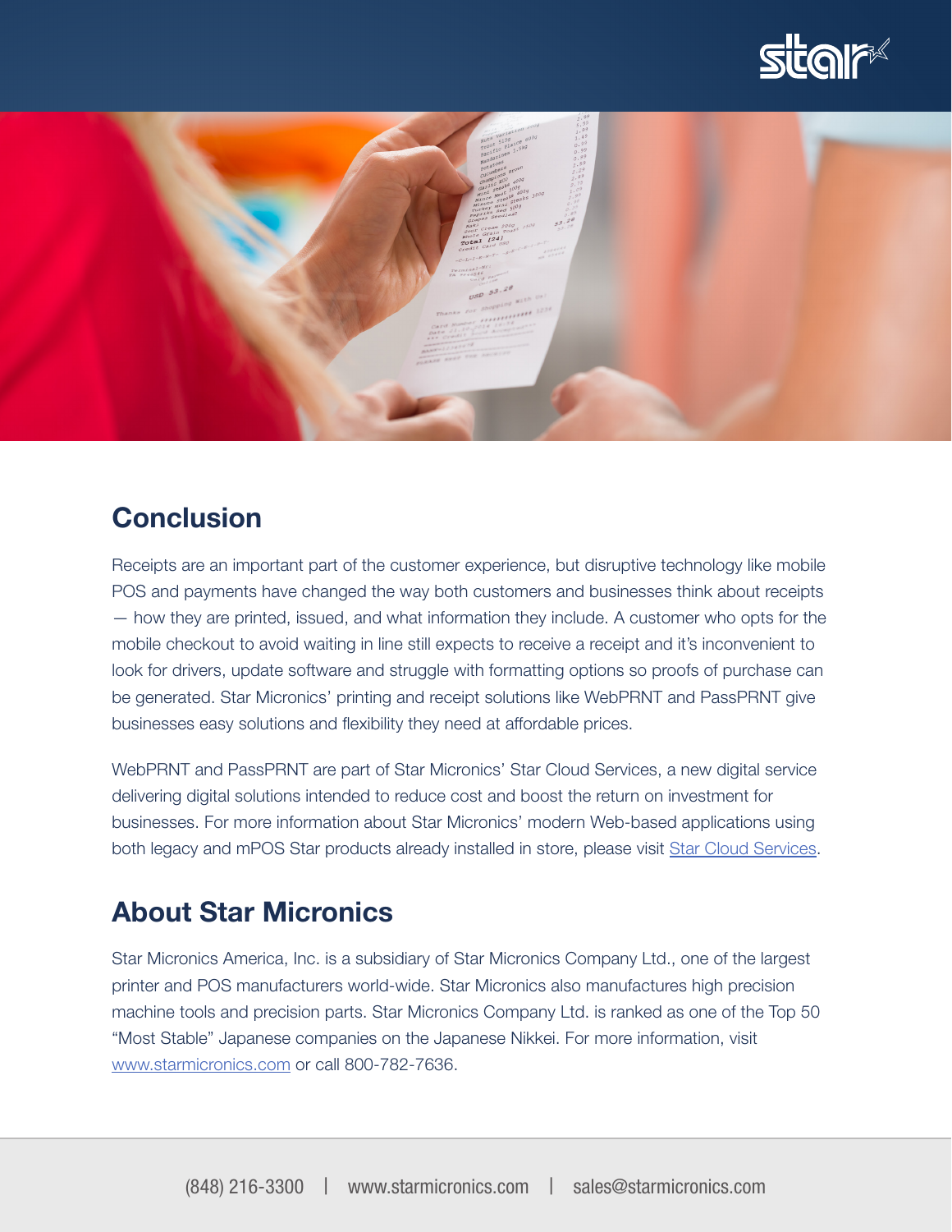## Conclusion

Receipts are an important part of the customer experience, but disruptive technology like mobile POS and payments have changed the way both customers and businesses think about receipts — how they are printed, issued, and what information they include. A customer who opts for the mobile checkout to avoid waiting in line still expects to receive a receipt and it's inconvenient to look for drivers, update software and struggle with formatting options so proofs of purchase can be generated. Star Micronics' printing and receipt solutions like WebPRNT and PassPRNT give businesses easy solutions and flexibility they need at affordable prices.

WebPRNT and PassPRNT are part of Star Micronics' Star Cloud Services, a new digital service delivering digital solutions intended to reduce cost and boost the return on investment for businesses. For more information about Star Micronics' modern Web-based applications using both legacy and mPOS Star products already installed in store, please visit Star Cloud Services.

## About Star Micronics

Star Micronics America, Inc. is a subsidiary of Star Micronics Company Ltd., one of the largest printer and POS manufacturers world-wide. Star Micronics also manufactures high precision machine tools and precision parts. Star Micronics Company Ltd. is ranked as one of the Top 50 "Most Stable" Japanese companies on the Japanese Nikkei. For more information, visit www.starmicronics.com or call 800-782-7636.

(848) 216-3300 | www.starmicronics.com | sales@starmicronics.com